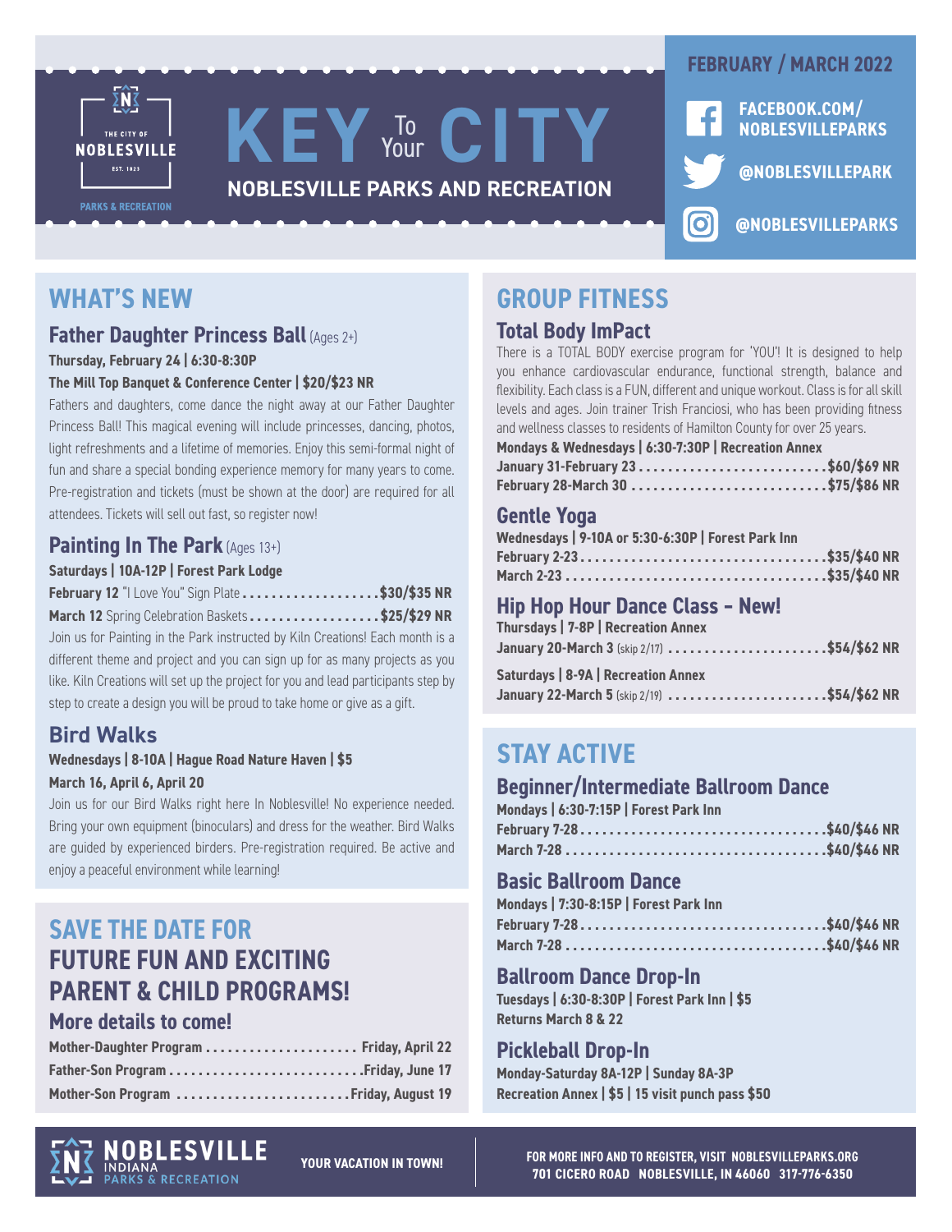# KEY To Your CITY

## NOBLESVILLE PARKS AND RECREATION

THE CITY OF NOBLESVILLE EST. 1823 PARKS & RECREATION

**FEBRUARY / MARCH 2022**

FACEBOOK.COM/NOBLESVILLEPARKS

@NOBLESVILLEPARK

@NOBLESVILLEPARKS

## WHAT'S NEW

### Father Daughter Princess Ball (Ages 2+)

**Thursday, February 24 | 6:30-8:30P**

**The Mill Top Banquet & Conference Center | $20/$23 NR**

Fathers and daughters, come dance the night away at our Father Daughter Princess Ball! This magical evening will include princesses, dancing, photos, light refreshments and a lifetime of memories. Enjoy this semi-formal night of fun and share a special bonding experience memory for many years to come. Pre-registration and tickets (must be shown at the door) are required for all attendees. Tickets will sell out fast, so register now!

### Painting In The Park (Ages 13+)

**Saturdays | 10A-12P | Forest Park Lodge**

**February 12** "I Love You" Sign Plate .................... **$30/$35 NR**

**March 12** Spring Celebration Baskets .................... **$25/$29 NR**

Join us for Painting in the Park instructed by Kiln Creations! Each month is a different theme and project and you can sign up for as many projects as you like. Kiln Creations will set up the project for you and lead participants step by step to create a design you will be proud to take home or give as a gift.

### Bird Walks

**Wednesdays | 8-10A | Hague Road Nature Haven | $5**

**March 16, April 6, April 20**

Join us for our Bird Walks right here In Noblesville! No experience needed. Bring your own equipment (binoculars) and dress for the weather. Bird Walks are guided by experienced birders. Pre-registration required. Be active and enjoy a peaceful environment while learning!

## SAVE THE DATE FOR FUTURE FUN AND EXCITING PARENT & CHILD PROGRAMS!

### More details to come!

**Mother-Daughter Program** .................... **Friday, April 22**

**Father-Son Program** .................... **Friday, June 17**

**Mother-Son Program** .................... **Friday, August 19**

## GROUP FITNESS

### Total Body ImPact

There is a TOTAL BODY exercise program for 'YOU'! It is designed to help you enhance cardiovascular endurance, functional strength, balance and flexibility. Each class is a FUN, different and unique workout. Class is for all skill levels and ages. Join trainer Trish Franciosi, who has been providing fitness and wellness classes to residents of Hamilton County for over 25 years.

**Mondays & Wednesdays | 6:30-7:30P | Recreation Annex**

**January 31-February 23** .................... **$60/$69 NR**

**February 28-March 30** .................... **$75/$86 NR**

### Gentle Yoga

**Wednesdays | 9-10A or 5:30-6:30P | Forest Park Inn**

**February 2-23** .................... **$35/$40 NR**

**March 2-23** .................... **$35/$40 NR**

### Hip Hop Hour Dance Class - New!

**Thursdays | 7-8P | Recreation Annex**

**January 20-March 3** (skip 2/17) .................... **$54/$62 NR**

**Saturdays | 8-9A | Recreation Annex**

**January 22-March 5** (skip 2/19) .................... **$54/$62 NR**

## STAY ACTIVE

### Beginner/Intermediate Ballroom Dance

**Mondays | 6:30-7:15P | Forest Park Inn**

**February 7-28** .................... **$40/$46 NR**

**March 7-28** .................... **$40/$46 NR**

### Basic Ballroom Dance

**Mondays | 7:30-8:15P | Forest Park Inn**

**February 7-28** .................... **$40/$46 NR**

**March 7-28** .................... **$40/$46 NR**

### Ballroom Dance Drop-In

**Tuesdays | 6:30-8:30P | Forest Park Inn | $5**

**Returns March 8 & 22**

### Pickleball Drop-In

**Monday-Saturday 8A-12P | Sunday 8A-3P**

**Recreation Annex | $5 | 15 visit punch pass $50**

NOBLESVILLE INDIANA PARKS & RECREATION

**YOUR VACATION IN TOWN!**

**FOR MORE INFO AND TO REGISTER, VISIT NOBLESVILLEPARKS.ORG**
**701 CICERO ROAD NOBLESVILLE, IN 46060 317-776-6350**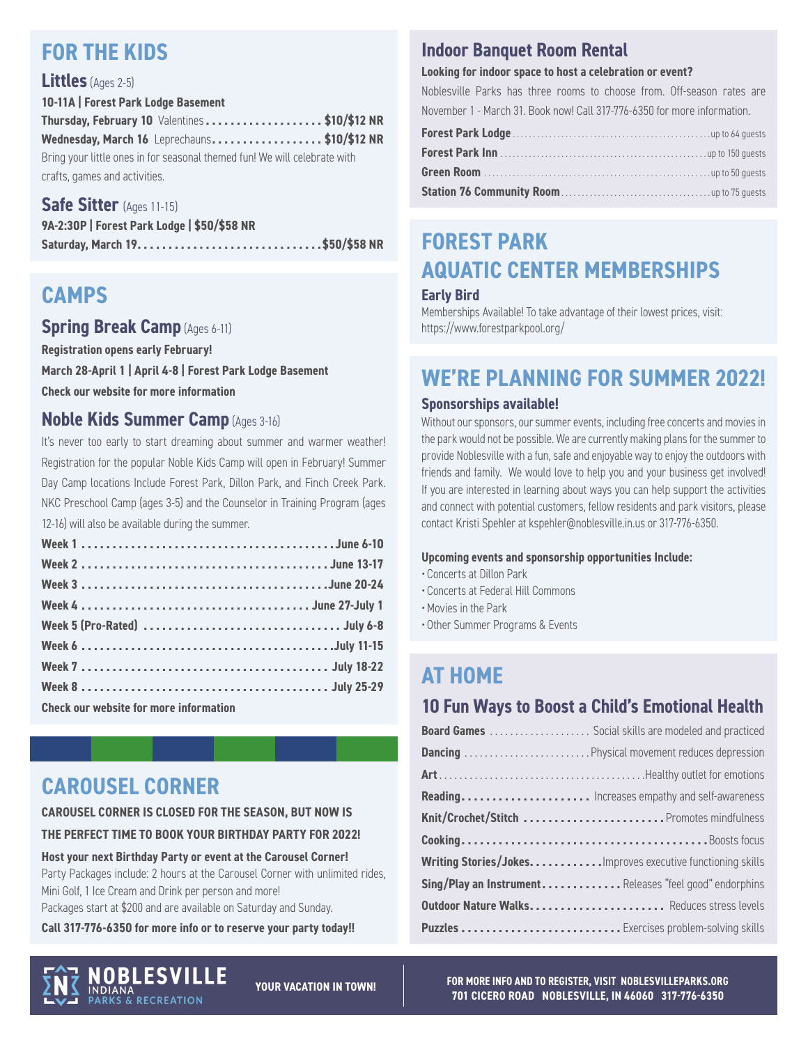## FOR THE KIDS

### Littles (Ages 2-5)

**10-11A | Forest Park Lodge Basement**

**Thursday, February 10** Valentines.................... **$10/$12 NR**
**Wednesday, March 16** Leprechauns.................. **$10/$12 NR**

Bring your little ones in for seasonal themed fun! We will celebrate with crafts, games and activities.

### Safe Sitter (Ages 11-15)

**9A-2:30P | Forest Park Lodge | $50/$58 NR**

**Saturday, March 19..............................$50/$58 NR**

## CAMPS

### Spring Break Camp (Ages 6-11)

**Registration opens early February!**

**March 28-April 1 | April 4-8 | Forest Park Lodge Basement**

**Check our website for more information**

### Noble Kids Summer Camp (Ages 3-16)

It's never too early to start dreaming about summer and warmer weather! Registration for the popular Noble Kids Camp will open in February! Summer Day Camp locations Include Forest Park, Dillon Park, and Finch Creek Park. NKC Preschool Camp (ages 3-5) and the Counselor in Training Program (ages 12-16) will also be available during the summer.

**Week 1 ........................................June 6-10**
**Week 2 ........................................June 13-17**
**Week 3 ........................................June 20-24**
**Week 4 ........................................June 27-July 1**
**Week 5 (Pro-Rated) ................................July 6-8**
**Week 6 ........................................July 11-15**
**Week 7 ........................................July 18-22**
**Week 8 ........................................July 25-29**

**Check our website for more information**

## CAROUSEL CORNER

**CAROUSEL CORNER IS CLOSED FOR THE SEASON, BUT NOW IS THE PERFECT TIME TO BOOK YOUR BIRTHDAY PARTY FOR 2022!**

**Host your next Birthday Party or event at the Carousel Corner!**

Party Packages include: 2 hours at the Carousel Corner with unlimited rides, Mini Golf, 1 Ice Cream and Drink per person and more!

Packages start at $200 and are available on Saturday and Sunday.

**Call 317-776-6350 for more info or to reserve your party today!!**

### Indoor Banquet Room Rental

**Looking for indoor space to host a celebration or event?**

Noblesville Parks has three rooms to choose from. Off-season rates are November 1 - March 31. Book now! Call 317-776-6350 for more information.

**Forest Park Lodge** ........................................up to 64 guests
**Forest Park Inn** ........................................up to 150 guests
**Green Room** ........................................up to 50 guests
**Station 76 Community Room** ..............................up to 75 guests

## FOREST PARK AQUATIC CENTER MEMBERSHIPS

**Early Bird**

Memberships Available! To take advantage of their lowest prices, visit: https://www.forestparkpool.org/

## WE'RE PLANNING FOR SUMMER 2022!

**Sponsorships available!**

Without our sponsors, our summer events, including free concerts and movies in the park would not be possible. We are currently making plans for the summer to provide Noblesville with a fun, safe and enjoyable way to enjoy the outdoors with friends and family. We would love to help you and your business get involved! If you are interested in learning about ways you can help support the activities and connect with potential customers, fellow residents and park visitors, please contact Kristi Spehler at kspehler@noblesville.in.us or 317-776-6350.

**Upcoming events and sponsorship opportunities Include:**

- Concerts at Dillon Park
- Concerts at Federal Hill Commons
- Movies in the Park
- Other Summer Programs & Events

## AT HOME

### 10 Fun Ways to Boost a Child's Emotional Health

**Board Games** .................... Social skills are modeled and practiced
**Dancing** ........................Physical movement reduces depression
**Art**........................................Healthy outlet for emotions
**Reading**..................... Increases empathy and self-awareness
**Knit/Crochet/Stitch** ........................Promotes mindfulness
**Cooking**........................................Boosts focus
**Writing Stories/Jokes**............Improves executive functioning skills
**Sing/Play an Instrument**.............Releases "feel good" endorphins
**Outdoor Nature Walks**...................... Reduces stress levels
**Puzzles** ..........................Exercises problem-solving skills

NOBLESVILLE INDIANA PARKS & RECREATION

YOUR VACATION IN TOWN!

FOR MORE INFO AND TO REGISTER, VISIT NOBLESVILLEPARKS.ORG
701 CICERO ROAD NOBLESVILLE, IN 46060 317-776-6350